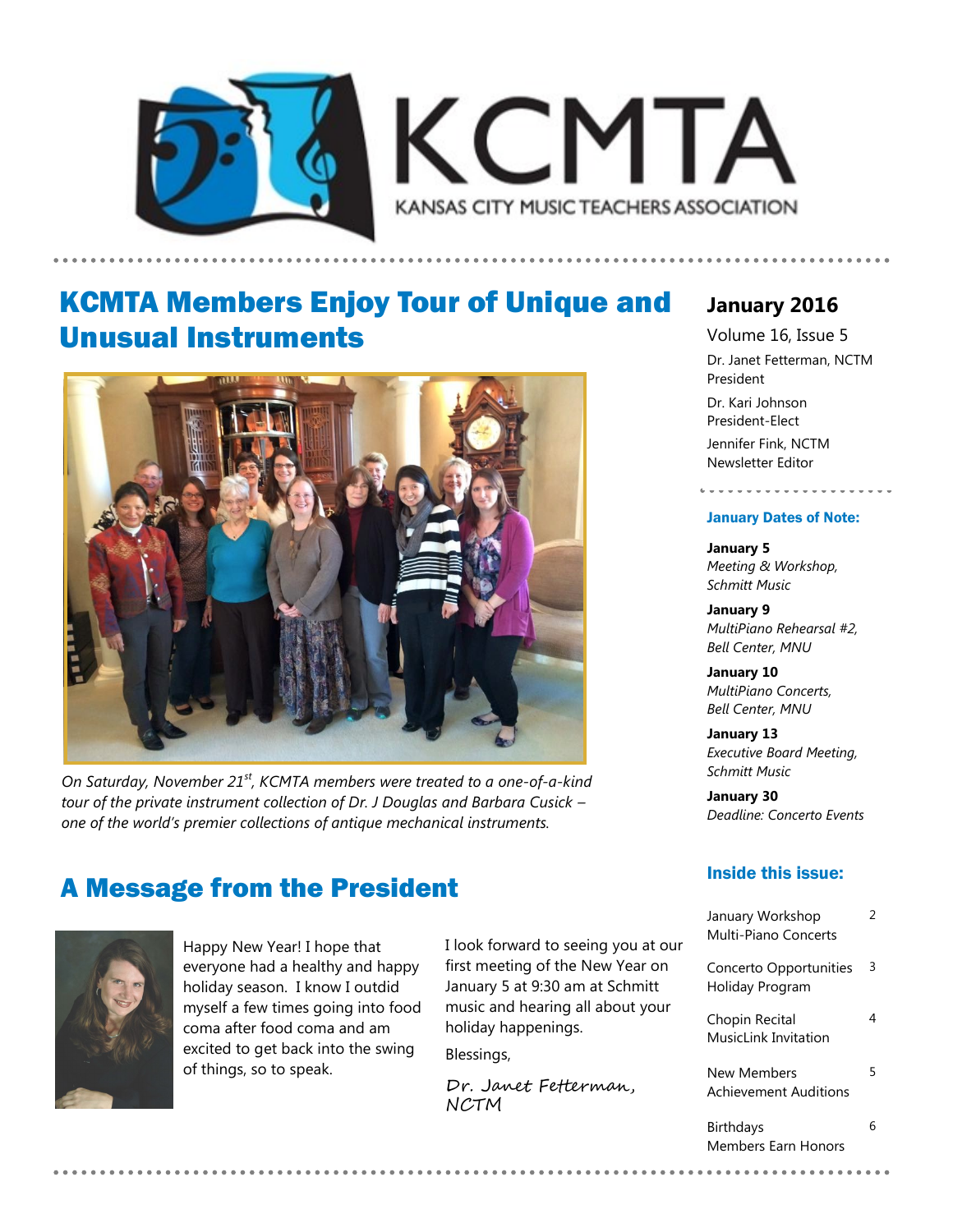# KCMTA

KANSAS CITY MUSIC TEACHERS ASSOCIATION

## KCMTA Members Enjoy Tour of Unique and Unusual Instruments

*On Saturday, November 21st, KCMTA members were treated to a one-of-a-kind tour of the private instrument collection of Dr. J Douglas and Barbara Cusick – one of the world's premier collections of antique mechanical instruments.*

## A Message from the President

Happy New Year! I hope that everyone had a healthy and happy holiday season. I know I outdid myself a few times going into food coma after food coma and am excited to get back into the swing of things, so to speak.

I look forward to seeing you at our first meeting of the New Year on January 5 at 9:30 am at Schmitt music and hearing all about your holiday happenings.

Blessings,

Dr. Janet Fetterman, NCTM

**January 2016**

Volume 16, Issue 5

Dr. Janet Fetterman, NCTM
President

Dr. Kari Johnson
President-Elect

Jennifer Fink, NCTM
Newsletter Editor

### January Dates of Note:

**January 5**
*Meeting & Workshop, Schmitt Music*

**January 9**
*MultiPiano Rehearsal #2, Bell Center, MNU*

**January 10**
*MultiPiano Concerts, Bell Center, MNU*

**January 13**
*Executive Board Meeting, Schmitt Music*

**January 30**
*Deadline: Concerto Events*

### Inside this issue:

| | |
|---|---|
| January Workshop<br>Multi-Piano Concerts | 2 |
| Concerto Opportunities<br>Holiday Program | 3 |
| Chopin Recital<br>MusicLink Invitation | 4 |
| New Members<br>Achievement Auditions | 5 |
| Birthdays<br>Members Earn Honors | 6 |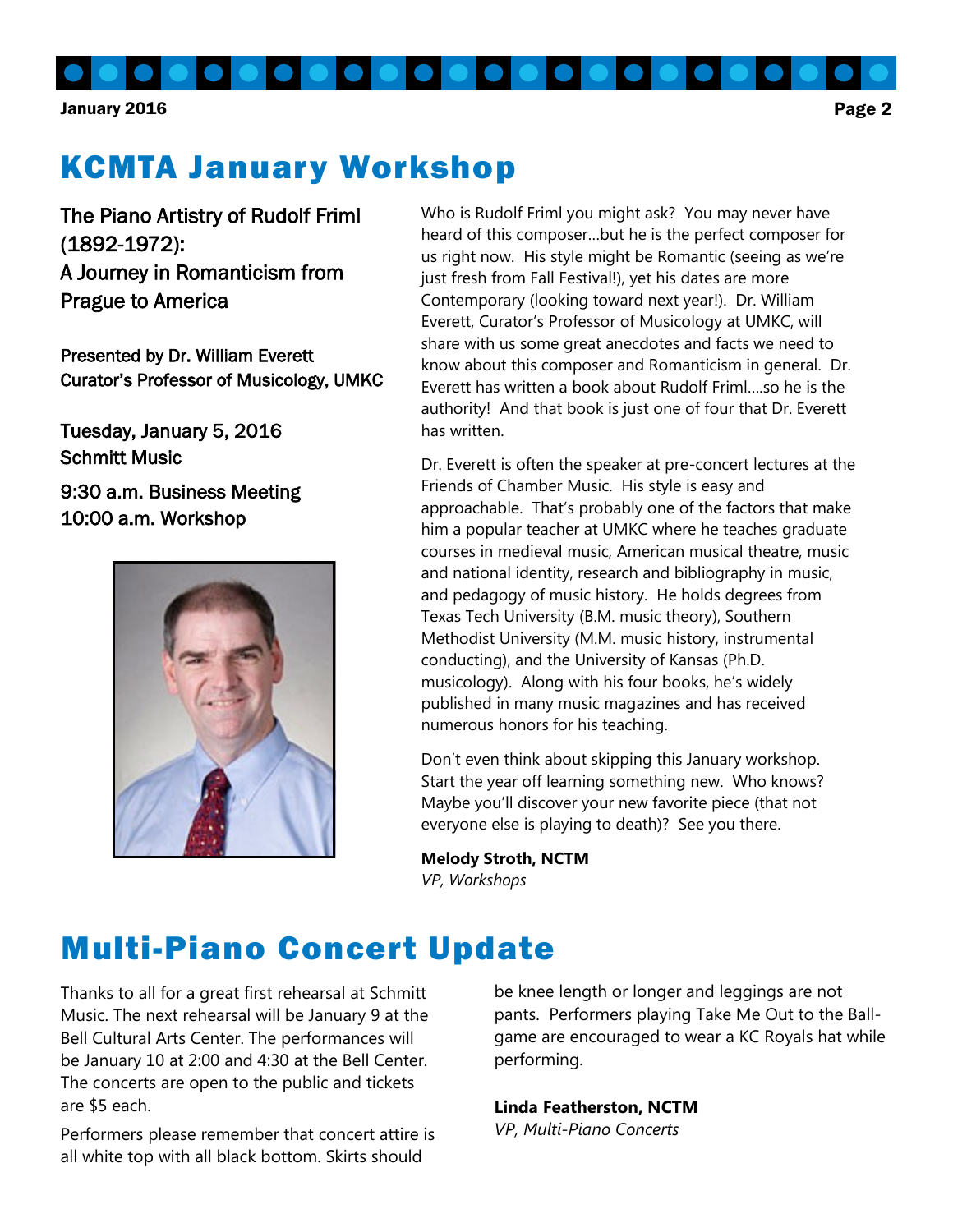# KCMTA January Workshop

**The Piano Artistry of Rudolf Friml (1892-1972): A Journey in Romanticism from Prague to America**

Presented by Dr. William Everett
Curator's Professor of Musicology, UMKC

Tuesday, January 5, 2016
Schmitt Music

9:30 a.m. Business Meeting
10:00 a.m. Workshop

Who is Rudolf Friml you might ask? You may never have heard of this composer…but he is the perfect composer for us right now. His style might be Romantic (seeing as we're just fresh from Fall Festival!), yet his dates are more Contemporary (looking toward next year!). Dr. William Everett, Curator's Professor of Musicology at UMKC, will share with us some great anecdotes and facts we need to know about this composer and Romanticism in general. Dr. Everett has written a book about Rudolf Friml….so he is the authority! And that book is just one of four that Dr. Everett has written.

Dr. Everett is often the speaker at pre-concert lectures at the Friends of Chamber Music. His style is easy and approachable. That's probably one of the factors that make him a popular teacher at UMKC where he teaches graduate courses in medieval music, American musical theatre, music and national identity, research and bibliography in music, and pedagogy of music history. He holds degrees from Texas Tech University (B.M. music theory), Southern Methodist University (M.M. music history, instrumental conducting), and the University of Kansas (Ph.D. musicology). Along with his four books, he's widely published in many music magazines and has received numerous honors for his teaching.

Don't even think about skipping this January workshop. Start the year off learning something new. Who knows? Maybe you'll discover your new favorite piece (that not everyone else is playing to death)? See you there.

**Melody Stroth, NCTM**
*VP, Workshops*

# Multi-Piano Concert Update

Thanks to all for a great first rehearsal at Schmitt Music. The next rehearsal will be January 9 at the Bell Cultural Arts Center. The performances will be January 10 at 2:00 and 4:30 at the Bell Center. The concerts are open to the public and tickets are $5 each.

Performers please remember that concert attire is all white top with all black bottom. Skirts should be knee length or longer and leggings are not pants. Performers playing Take Me Out to the Ball-game are encouraged to wear a KC Royals hat while performing.

**Linda Featherston, NCTM**
*VP, Multi-Piano Concerts*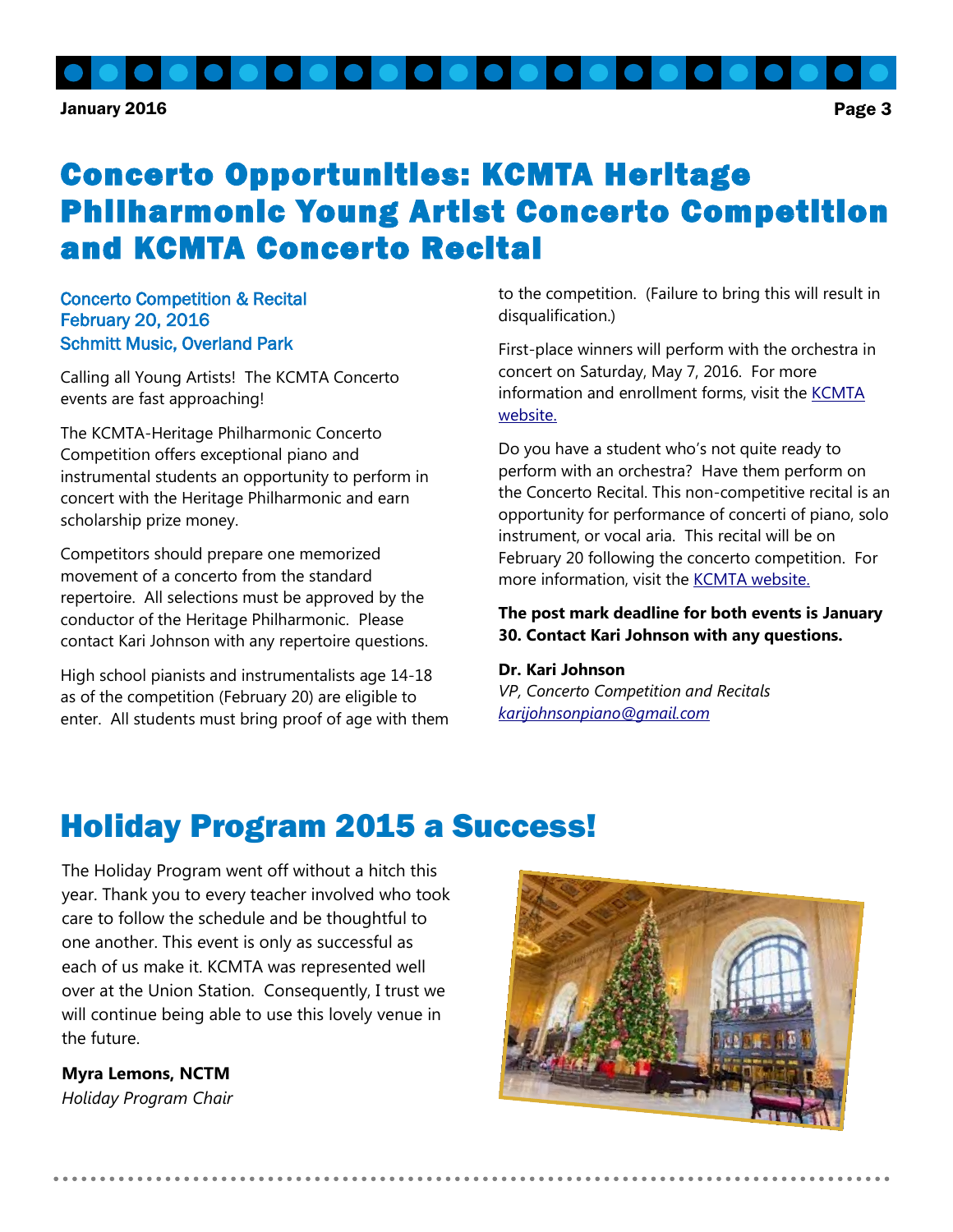# Concerto Opportunities: KCMTA Heritage Philharmonic Young Artist Concerto Competition and KCMTA Concerto Recital

### Concerto Competition & Recital
### February 20, 2016
### Schmitt Music, Overland Park

Calling all Young Artists! The KCMTA Concerto events are fast approaching!

The KCMTA-Heritage Philharmonic Concerto Competition offers exceptional piano and instrumental students an opportunity to perform in concert with the Heritage Philharmonic and earn scholarship prize money.

Competitors should prepare one memorized movement of a concerto from the standard repertoire. All selections must be approved by the conductor of the Heritage Philharmonic. Please contact Kari Johnson with any repertoire questions.

High school pianists and instrumentalists age 14-18 as of the competition (February 20) are eligible to enter. All students must bring proof of age with them to the competition. (Failure to bring this will result in disqualification.)

First-place winners will perform with the orchestra in concert on Saturday, May 7, 2016. For more information and enrollment forms, visit the KCMTA website.

Do you have a student who's not quite ready to perform with an orchestra? Have them perform on the Concerto Recital. This non-competitive recital is an opportunity for performance of concerti of piano, solo instrument, or vocal aria. This recital will be on February 20 following the concerto competition. For more information, visit the KCMTA website.

**The post mark deadline for both events is January 30. Contact Kari Johnson with any questions.**

**Dr. Kari Johnson**
*VP, Concerto Competition and Recitals*
*karijohnsonpiano@gmail.com*

# Holiday Program 2015 a Success!

The Holiday Program went off without a hitch this year. Thank you to every teacher involved who took care to follow the schedule and be thoughtful to one another. This event is only as successful as each of us make it. KCMTA was represented well over at the Union Station. Consequently, I trust we will continue being able to use this lovely venue in the future.

**Myra Lemons, NCTM**
*Holiday Program Chair*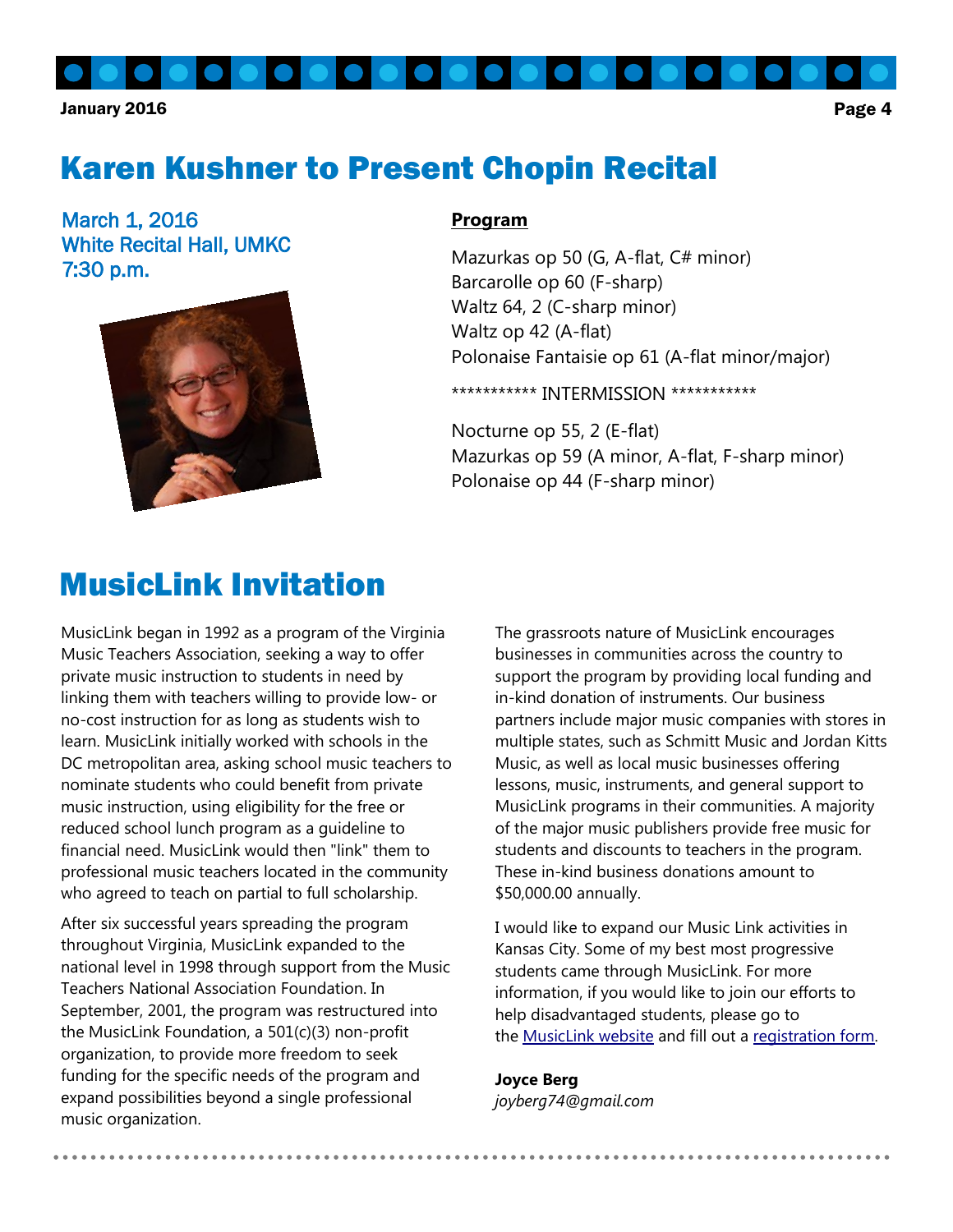# Karen Kushner to Present Chopin Recital

March 1, 2016
White Recital Hall, UMKC
7:30 p.m.

**Program**

Mazurkas op 50 (G, A-flat, C# minor)
Barcarolle op 60 (F-sharp)
Waltz 64, 2 (C-sharp minor)
Waltz op 42 (A-flat)
Polonaise Fantaisie op 61 (A-flat minor/major)

*********** INTERMISSION ***********

Nocturne op 55, 2 (E-flat)
Mazurkas op 59 (A minor, A-flat, F-sharp minor)
Polonaise op 44 (F-sharp minor)

# MusicLink Invitation

MusicLink began in 1992 as a program of the Virginia Music Teachers Association, seeking a way to offer private music instruction to students in need by linking them with teachers willing to provide low- or no-cost instruction for as long as students wish to learn. MusicLink initially worked with schools in the DC metropolitan area, asking school music teachers to nominate students who could benefit from private music instruction, using eligibility for the free or reduced school lunch program as a guideline to financial need. MusicLink would then "link" them to professional music teachers located in the community who agreed to teach on partial to full scholarship.

After six successful years spreading the program throughout Virginia, MusicLink expanded to the national level in 1998 through support from the Music Teachers National Association Foundation. In September, 2001, the program was restructured into the MusicLink Foundation, a 501(c)(3) non-profit organization, to provide more freedom to seek funding for the specific needs of the program and expand possibilities beyond a single professional music organization.

The grassroots nature of MusicLink encourages businesses in communities across the country to support the program by providing local funding and in-kind donation of instruments. Our business partners include major music companies with stores in multiple states, such as Schmitt Music and Jordan Kitts Music, as well as local music businesses offering lessons, music, instruments, and general support to MusicLink programs in their communities. A majority of the major music publishers provide free music for students and discounts to teachers in the program. These in-kind business donations amount to $50,000.00 annually.

I would like to expand our Music Link activities in Kansas City. Some of my best most progressive students came through MusicLink. For more information, if you would like to join our efforts to help disadvantaged students, please go to the MusicLink website and fill out a registration form.

**Joyce Berg**
*joyberg74@gmail.com*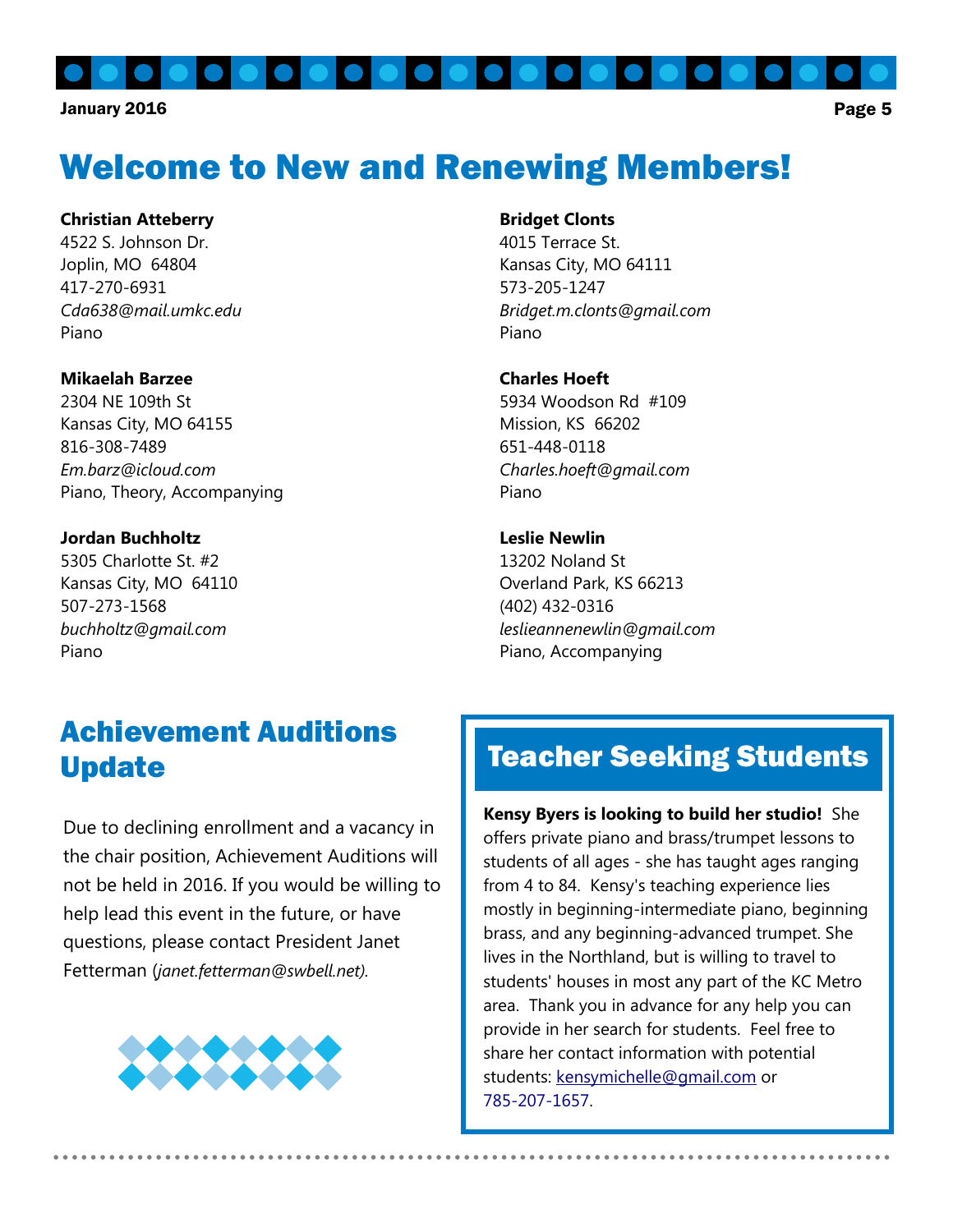# Welcome to New and Renewing Members!

**Christian Atteberry**
4522 S. Johnson Dr.
Joplin, MO 64804
417-270-6931
*Cda638@mail.umkc.edu*
Piano

**Mikaelah Barzee**
2304 NE 109th St
Kansas City, MO 64155
816-308-7489
*Em.barz@icloud.com*
Piano, Theory, Accompanying

**Jordan Buchholtz**
5305 Charlotte St. #2
Kansas City, MO 64110
507-273-1568
*buchholtz@gmail.com*
Piano

**Bridget Clonts**
4015 Terrace St.
Kansas City, MO 64111
573-205-1247
*Bridget.m.clonts@gmail.com*
Piano

**Charles Hoeft**
5934 Woodson Rd #109
Mission, KS 66202
651-448-0118
*Charles.hoeft@gmail.com*
Piano

**Leslie Newlin**
13202 Noland St
Overland Park, KS 66213
(402) 432-0316
*leslieannenewlin@gmail.com*
Piano, Accompanying

## Achievement Auditions Update

Due to declining enrollment and a vacancy in the chair position, Achievement Auditions will not be held in 2016. If you would be willing to help lead this event in the future, or have questions, please contact President Janet Fetterman (*janet.fetterman@swbell.net*).

## Teacher Seeking Students

**Kensy Byers is looking to build her studio!** She offers private piano and brass/trumpet lessons to students of all ages - she has taught ages ranging from 4 to 84. Kensy's teaching experience lies mostly in beginning-intermediate piano, beginning brass, and any beginning-advanced trumpet. She lives in the Northland, but is willing to travel to students' houses in most any part of the KC Metro area. Thank you in advance for any help you can provide in her search for students. Feel free to share her contact information with potential students: kensymichelle@gmail.com or 785-207-1657.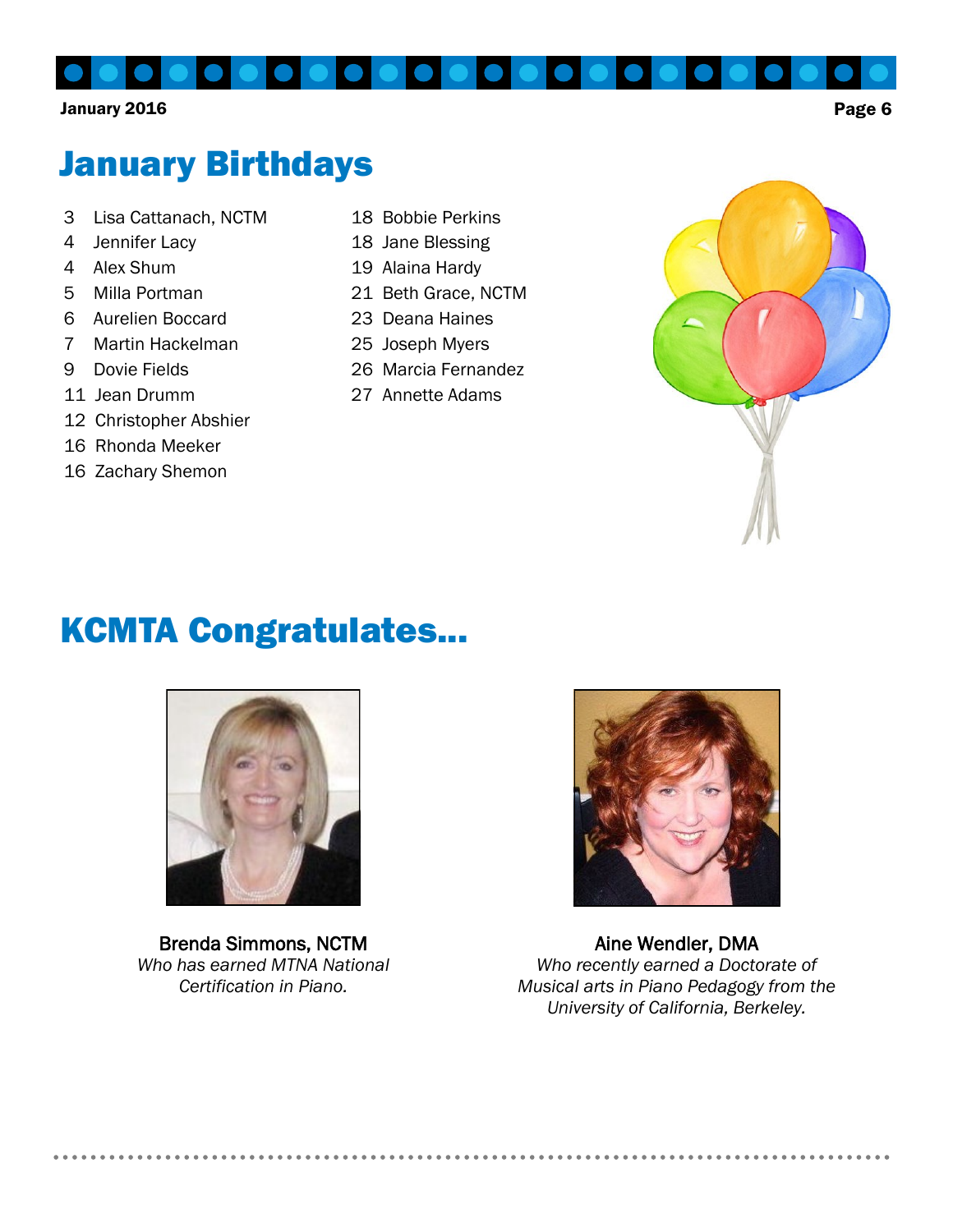# January Birthdays

3 Lisa Cattanach, NCTM
4 Jennifer Lacy
4 Alex Shum
5 Milla Portman
6 Aurelien Boccard
7 Martin Hackelman
9 Dovie Fields
11 Jean Drumm
12 Christopher Abshier
16 Rhonda Meeker
16 Zachary Shemon
18 Bobbie Perkins
18 Jane Blessing
19 Alaina Hardy
21 Beth Grace, NCTM
23 Deana Haines
25 Joseph Myers
26 Marcia Fernandez
27 Annette Adams

# KCMTA Congratulates...

Brenda Simmons, NCTM
*Who has earned MTNA National Certification in Piano.*

Aine Wendler, DMA
*Who recently earned a Doctorate of Musical arts in Piano Pedagogy from the University of California, Berkeley.*